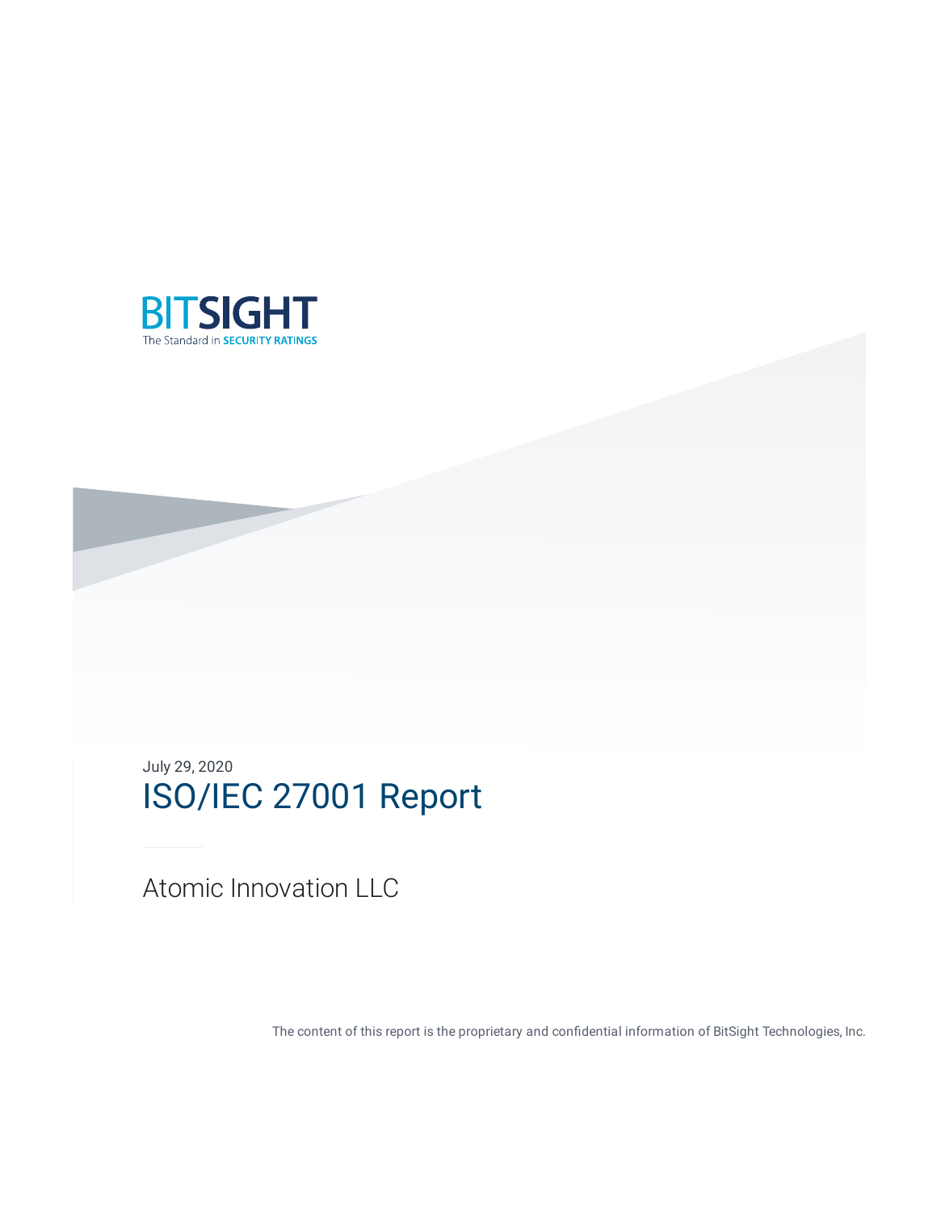BITSIGHT

The Standard in SECURITY RATINGS

July 29, 2020

# ISO/IEC 27001 Report

Atomic Innovation LLC

The content of this report is the proprietary and confidential information of BitSight Technologies, Inc.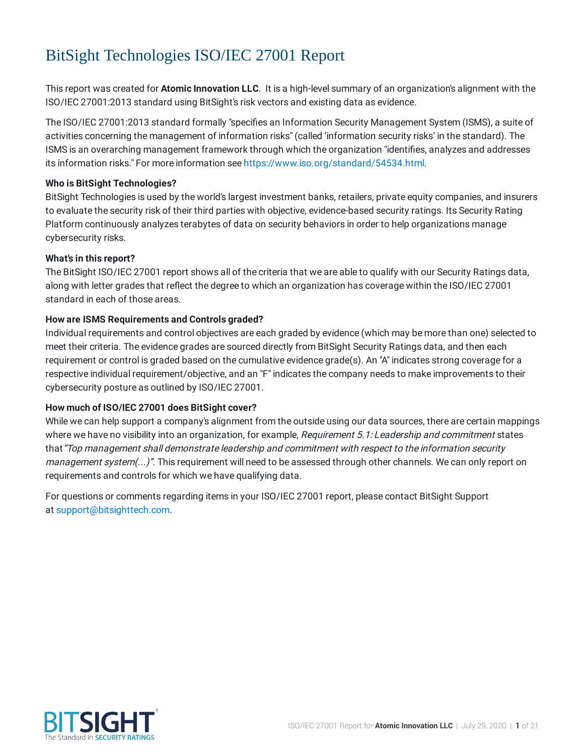# BitSight Technologies ISO/IEC 27001 Report

This report was created for **Atomic Innovation LLC**. It is a high-level summary of an organization's alignment with the ISO/IEC 27001:2013 standard using BitSight's risk vectors and existing data as evidence.

The ISO/IEC 27001:2013 standard formally "specifies an Information Security Management System (ISMS), a suite of activities concerning the management of information risks" (called 'information security risks' in the standard). The ISMS is an overarching management framework through which the organization "identifies, analyzes and addresses its information risks." For more information see https://www.iso.org/standard/54534.html.

**Who is BitSight Technologies?**
BitSight Technologies is used by the world's largest investment banks, retailers, private equity companies, and insurers to evaluate the security risk of their third parties with objective, evidence-based security ratings. Its Security Rating Platform continuously analyzes terabytes of data on security behaviors in order to help organizations manage cybersecurity risks.

**What's in this report?**
The BitSight ISO/IEC 27001 report shows all of the criteria that we are able to qualify with our Security Ratings data, along with letter grades that reflect the degree to which an organization has coverage within the ISO/IEC 27001 standard in each of those areas.

**How are ISMS Requirements and Controls graded?**
Individual requirements and control objectives are each graded by evidence (which may be more than one) selected to meet their criteria. The evidence grades are sourced directly from BitSight Security Ratings data, and then each requirement or control is graded based on the cumulative evidence grade(s). An "A" indicates strong coverage for a respective individual requirement/objective, and an "F" indicates the company needs to make improvements to their cybersecurity posture as outlined by ISO/IEC 27001.

**How much of ISO/IEC 27001 does BitSight cover?**
While we can help support a company's alignment from the outside using our data sources, there are certain mappings where we have no visibility into an organization, for example, *Requirement 5.1: Leadership and commitment* states that *"Top management shall demonstrate leadership and commitment with respect to the information security management system(...)"*. This requirement will need to be assessed through other channels. We can only report on requirements and controls for which we have qualifying data.

For questions or comments regarding items in your ISO/IEC 27001 report, please contact BitSight Support at support@bitsighttech.com.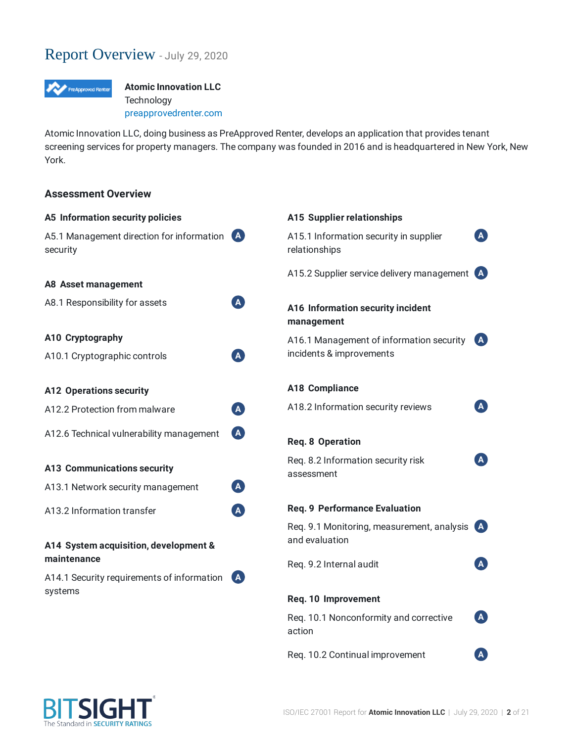# Report Overview - July 29, 2020

**Atomic Innovation LLC**
Technology
preapprovedrenter.com

Atomic Innovation LLC, doing business as PreApproved Renter, develops an application that provides tenant screening services for property managers. The company was founded in 2016 and is headquartered in New York, New York.

## Assessment Overview

### A5 Information security policies

A5.1 Management direction for information security — A

### A8 Asset management

A8.1 Responsibility for assets — A

### A10 Cryptography

A10.1 Cryptographic controls — A

### A12 Operations security

A12.2 Protection from malware — A

A12.6 Technical vulnerability management — A

### A13 Communications security

A13.1 Network security management — A

A13.2 Information transfer — A

### A14 System acquisition, development & maintenance

A14.1 Security requirements of information systems — A

### A15 Supplier relationships

A15.1 Information security in supplier relationships — A

A15.2 Supplier service delivery management — A

### A16 Information security incident management

A16.1 Management of information security incidents & improvements — A

### A18 Compliance

A18.2 Information security reviews — A

### Req. 8 Operation

Req. 8.2 Information security risk assessment — A

### Req. 9 Performance Evaluation

Req. 9.1 Monitoring, measurement, analysis and evaluation — A

Req. 9.2 Internal audit — A

### Req. 10 Improvement

Req. 10.1 Nonconformity and corrective action — A

Req. 10.2 Continual improvement — A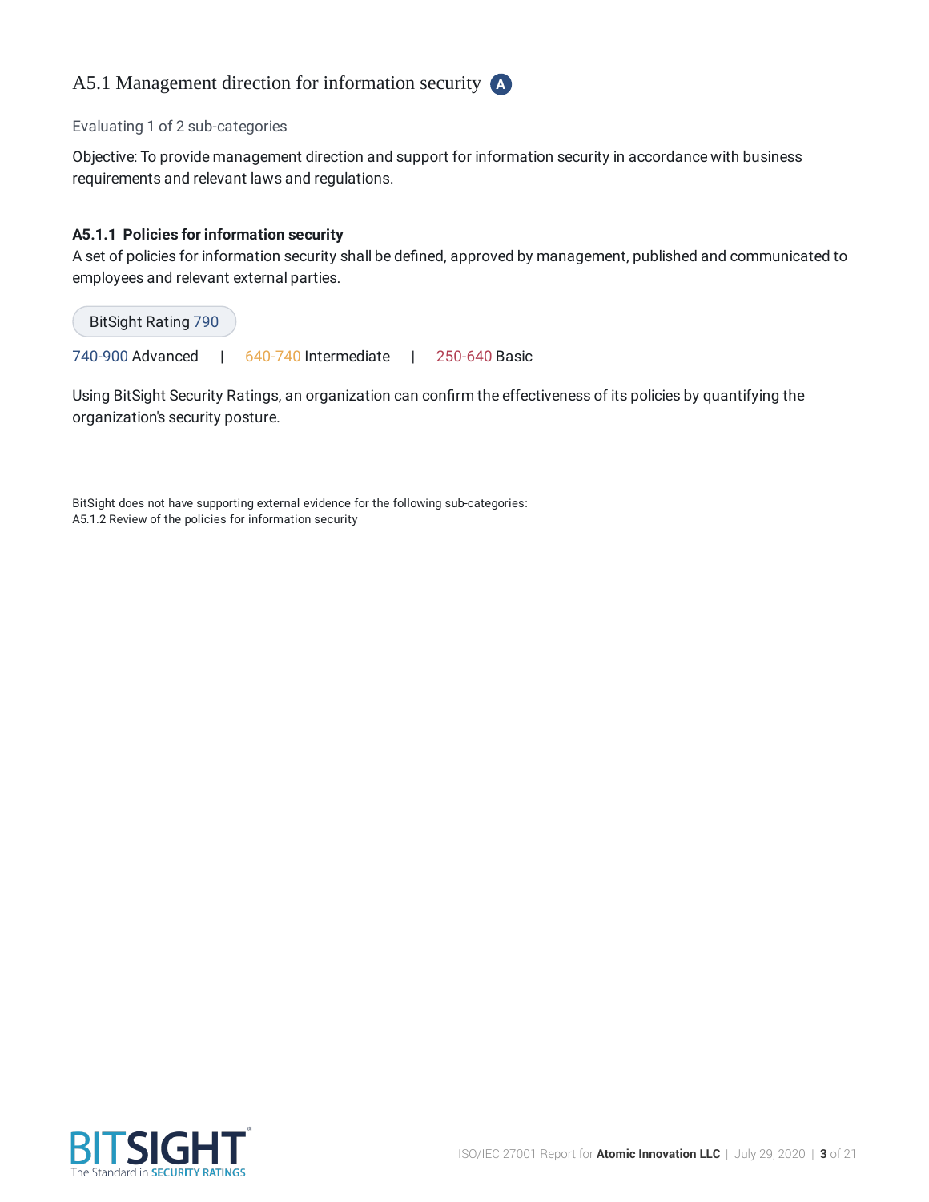## A5.1 Management direction for information security A

Evaluating 1 of 2 sub-categories

Objective: To provide management direction and support for information security in accordance with business requirements and relevant laws and regulations.

**A5.1.1 Policies for information security**
A set of policies for information security shall be defined, approved by management, published and communicated to employees and relevant external parties.

BitSight Rating 790

740-900 Advanced | 640-740 Intermediate | 250-640 Basic

Using BitSight Security Ratings, an organization can confirm the effectiveness of its policies by quantifying the organization's security posture.

---

BitSight does not have supporting external evidence for the following sub-categories:
A5.1.2 Review of the policies for information security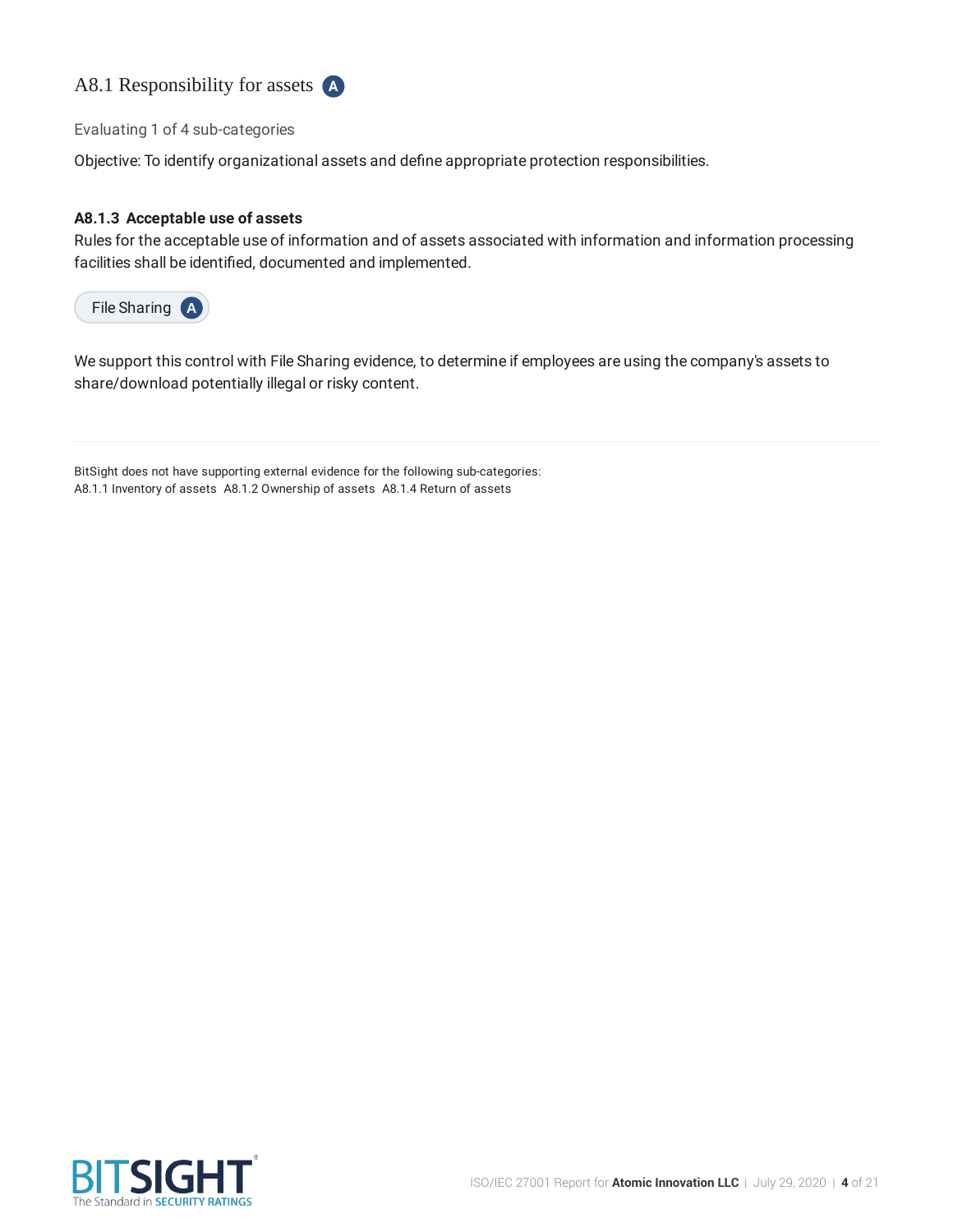## A8.1 Responsibility for assets A

Evaluating 1 of 4 sub-categories

Objective: To identify organizational assets and define appropriate protection responsibilities.

**A8.1.3 Acceptable use of assets**

Rules for the acceptable use of information and of assets associated with information and information processing facilities shall be identified, documented and implemented.

File Sharing A

We support this control with File Sharing evidence, to determine if employees are using the company's assets to share/download potentially illegal or risky content.

---

BitSight does not have supporting external evidence for the following sub-categories:
A8.1.1 Inventory of assets A8.1.2 Ownership of assets A8.1.4 Return of assets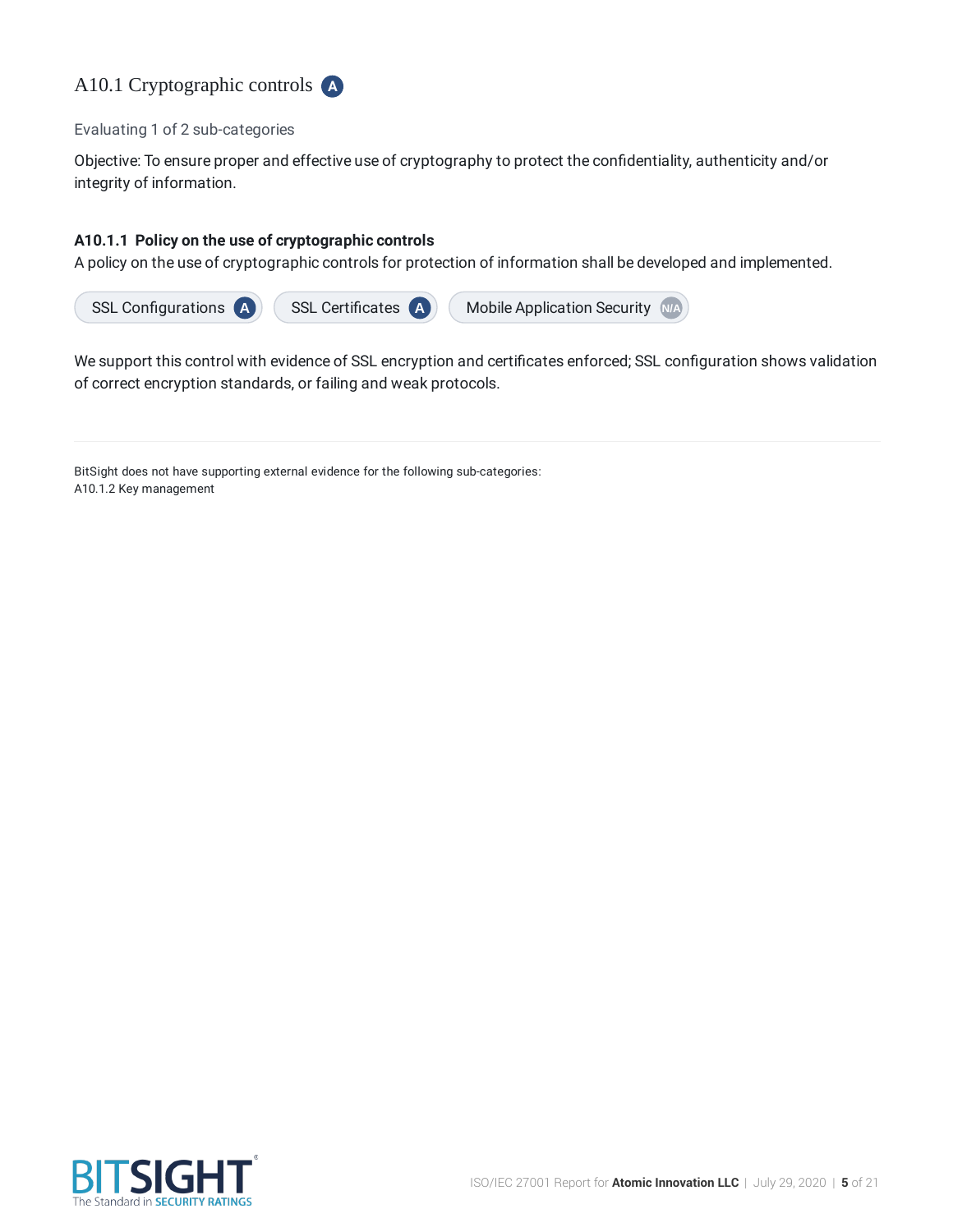## A10.1 Cryptographic controls A

Evaluating 1 of 2 sub-categories

Objective: To ensure proper and effective use of cryptography to protect the confidentiality, authenticity and/or integrity of information.

### A10.1.1 Policy on the use of cryptographic controls

A policy on the use of cryptographic controls for protection of information shall be developed and implemented.

SSL Configurations A | SSL Certificates A | Mobile Application Security N/A

We support this control with evidence of SSL encryption and certificates enforced; SSL configuration shows validation of correct encryption standards, or failing and weak protocols.

---

BitSight does not have supporting external evidence for the following sub-categories:
A10.1.2 Key management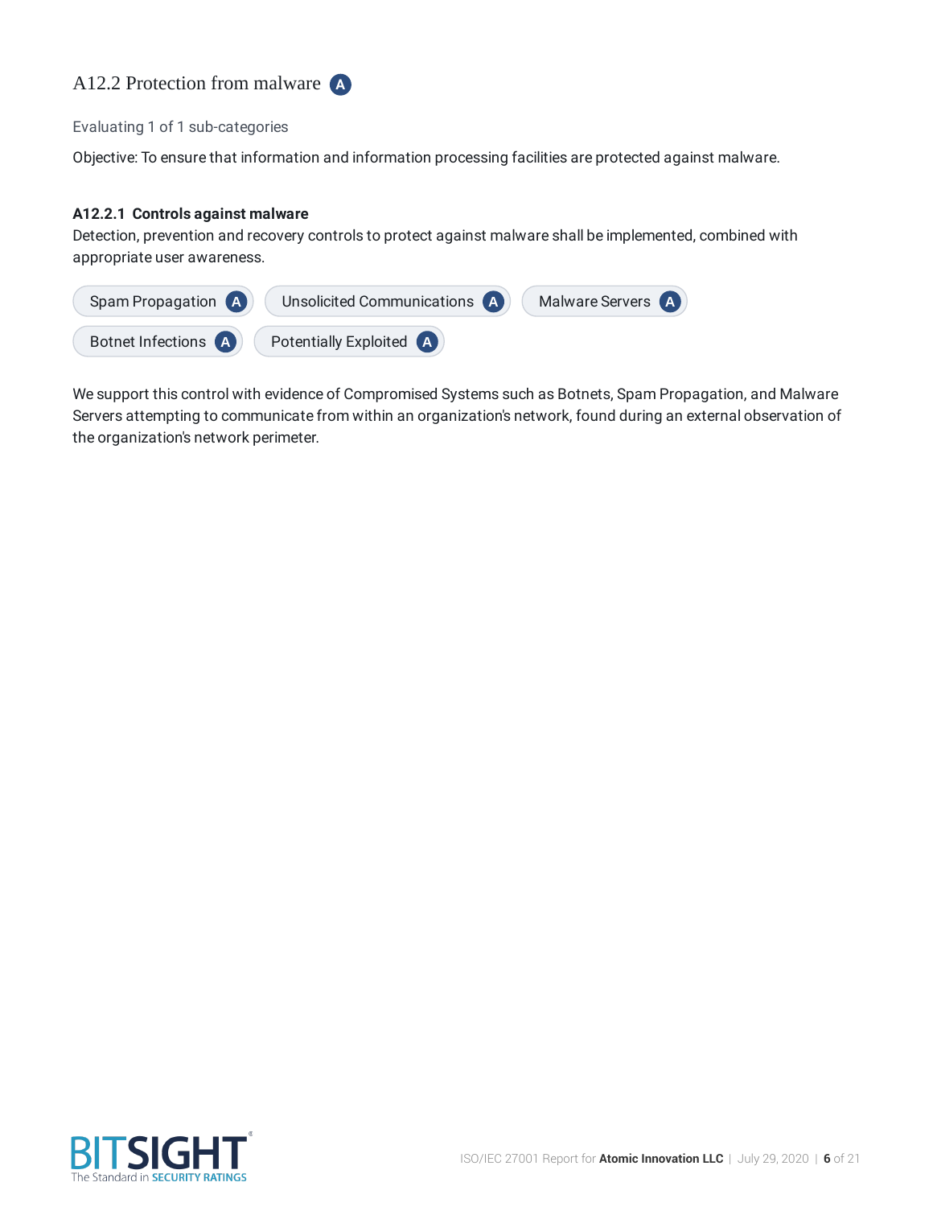## A12.2 Protection from malware A

Evaluating 1 of 1 sub-categories

Objective: To ensure that information and information processing facilities are protected against malware.

**A12.2.1 Controls against malware**

Detection, prevention and recovery controls to protect against malware shall be implemented, combined with appropriate user awareness.

- Spam Propagation A
- Unsolicited Communications A
- Malware Servers A
- Botnet Infections A
- Potentially Exploited A

We support this control with evidence of Compromised Systems such as Botnets, Spam Propagation, and Malware Servers attempting to communicate from within an organization's network, found during an external observation of the organization's network perimeter.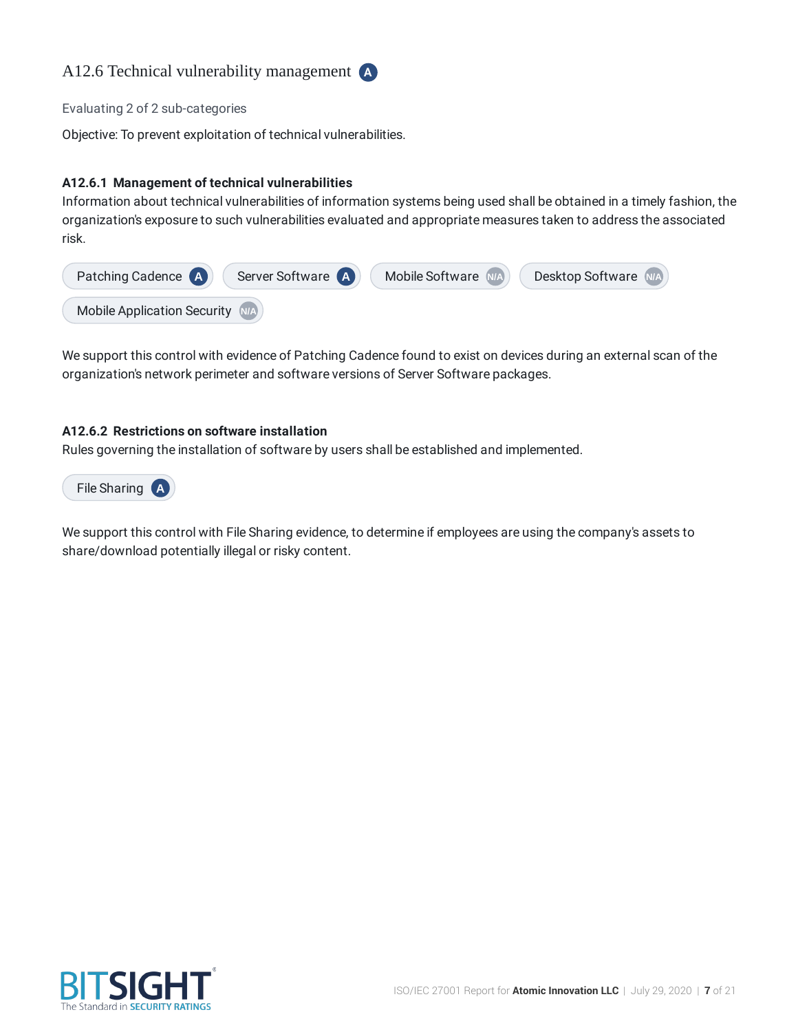## A12.6 Technical vulnerability management A

Evaluating 2 of 2 sub-categories

Objective: To prevent exploitation of technical vulnerabilities.

**A12.6.1 Management of technical vulnerabilities**

Information about technical vulnerabilities of information systems being used shall be obtained in a timely fashion, the organization's exposure to such vulnerabilities evaluated and appropriate measures taken to address the associated risk.

Patching Cadence A | Server Software A | Mobile Software N/A | Desktop Software N/A | Mobile Application Security N/A

We support this control with evidence of Patching Cadence found to exist on devices during an external scan of the organization's network perimeter and software versions of Server Software packages.

**A12.6.2 Restrictions on software installation**

Rules governing the installation of software by users shall be established and implemented.

File Sharing A

We support this control with File Sharing evidence, to determine if employees are using the company's assets to share/download potentially illegal or risky content.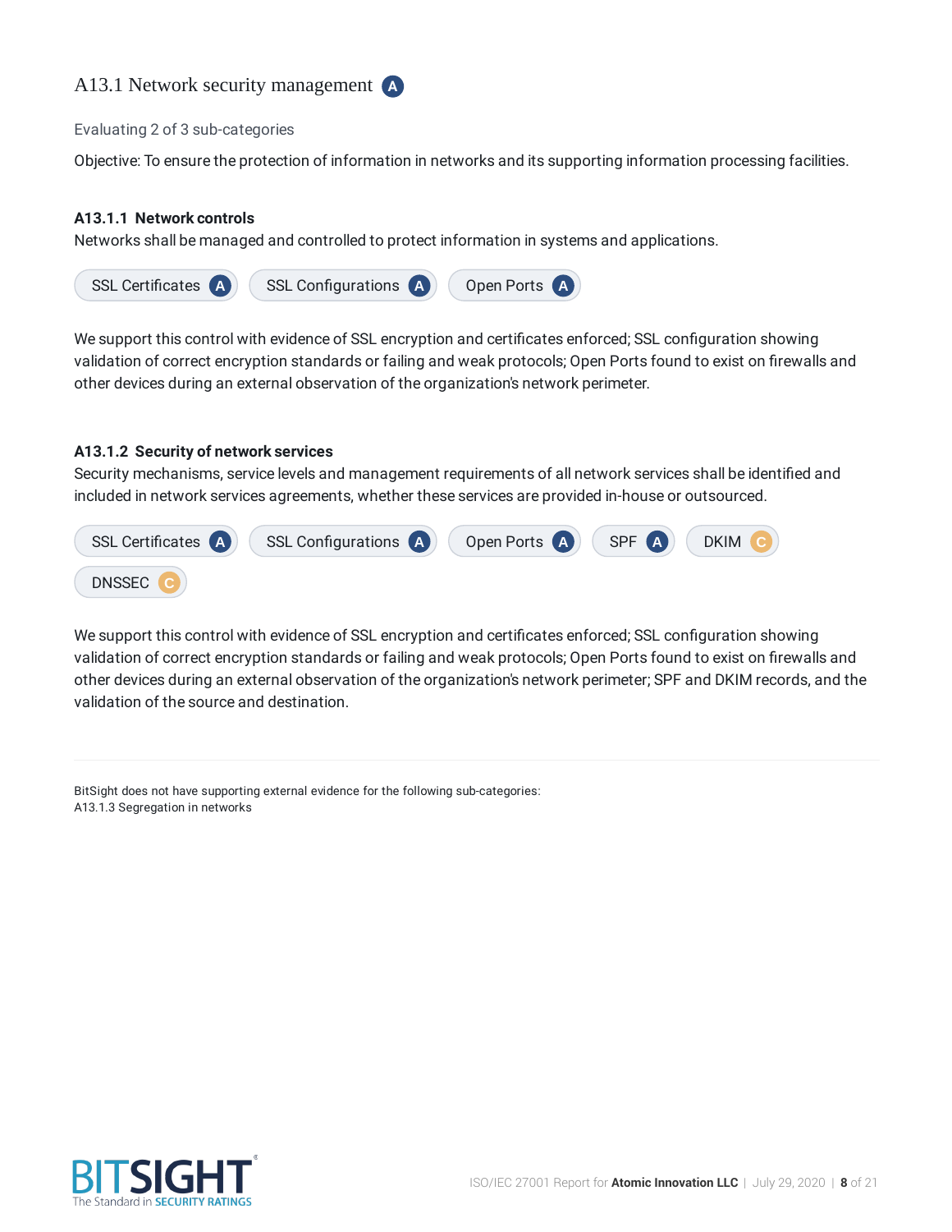## A13.1 Network security management A

Evaluating 2 of 3 sub-categories

Objective: To ensure the protection of information in networks and its supporting information processing facilities.

**A13.1.1 Network controls**

Networks shall be managed and controlled to protect information in systems and applications.

SSL Certificates A | SSL Configurations A | Open Ports A

We support this control with evidence of SSL encryption and certificates enforced; SSL configuration showing validation of correct encryption standards or failing and weak protocols; Open Ports found to exist on firewalls and other devices during an external observation of the organization's network perimeter.

**A13.1.2 Security of network services**

Security mechanisms, service levels and management requirements of all network services shall be identified and included in network services agreements, whether these services are provided in-house or outsourced.

SSL Certificates A | SSL Configurations A | Open Ports A | SPF A | DKIM C | DNSSEC C

We support this control with evidence of SSL encryption and certificates enforced; SSL configuration showing validation of correct encryption standards or failing and weak protocols; Open Ports found to exist on firewalls and other devices during an external observation of the organization's network perimeter; SPF and DKIM records, and the validation of the source and destination.

---

BitSight does not have supporting external evidence for the following sub-categories:
A13.1.3 Segregation in networks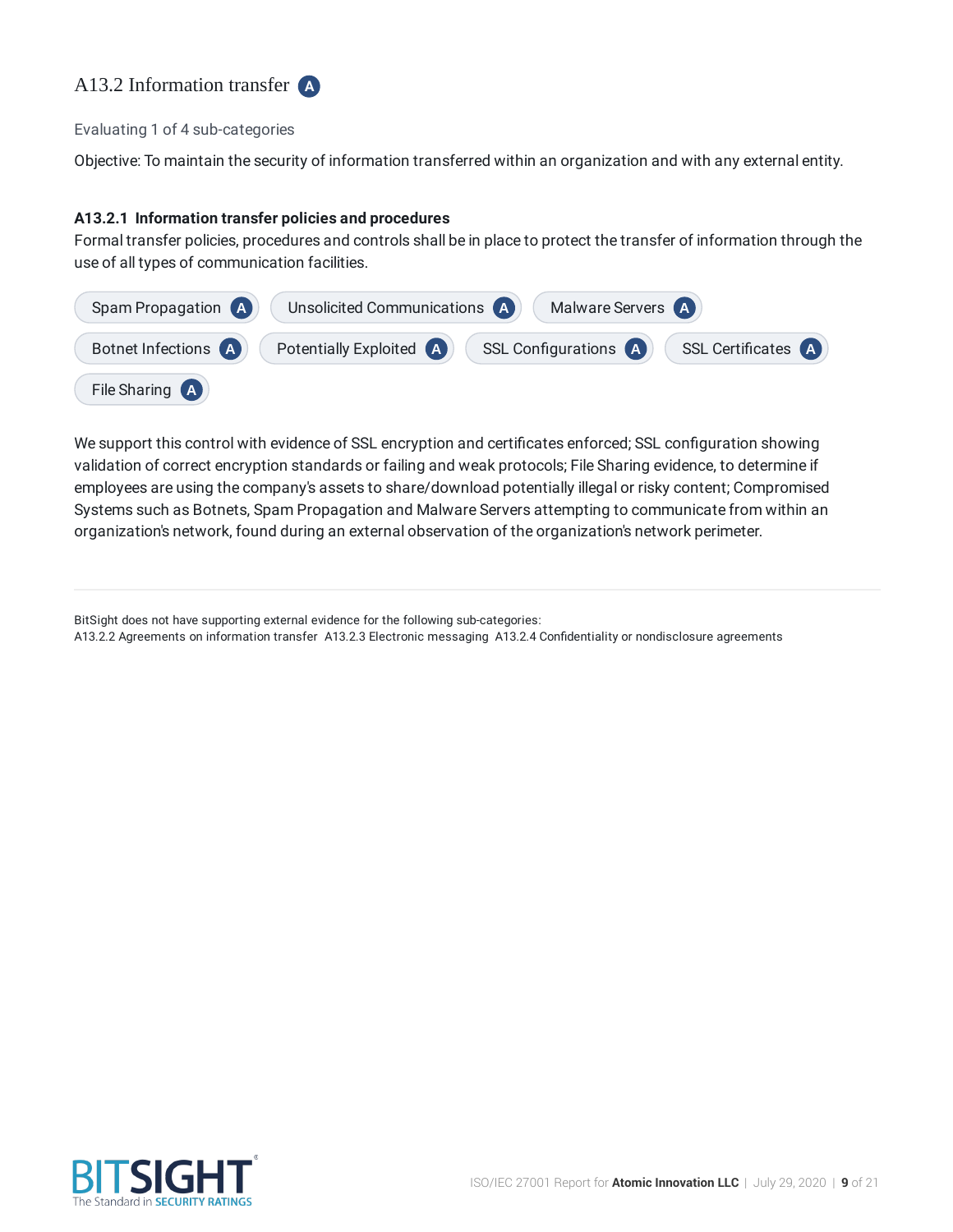## A13.2 Information transfer A

Evaluating 1 of 4 sub-categories

Objective: To maintain the security of information transferred within an organization and with any external entity.

**A13.2.1 Information transfer policies and procedures**

Formal transfer policies, procedures and controls shall be in place to protect the transfer of information through the use of all types of communication facilities.

Spam Propagation A | Unsolicited Communications A | Malware Servers A | Botnet Infections A | Potentially Exploited A | SSL Configurations A | SSL Certificates A | File Sharing A

We support this control with evidence of SSL encryption and certificates enforced; SSL configuration showing validation of correct encryption standards or failing and weak protocols; File Sharing evidence, to determine if employees are using the company's assets to share/download potentially illegal or risky content; Compromised Systems such as Botnets, Spam Propagation and Malware Servers attempting to communicate from within an organization's network, found during an external observation of the organization's network perimeter.

---

BitSight does not have supporting external evidence for the following sub-categories:
A13.2.2 Agreements on information transfer A13.2.3 Electronic messaging A13.2.4 Confidentiality or nondisclosure agreements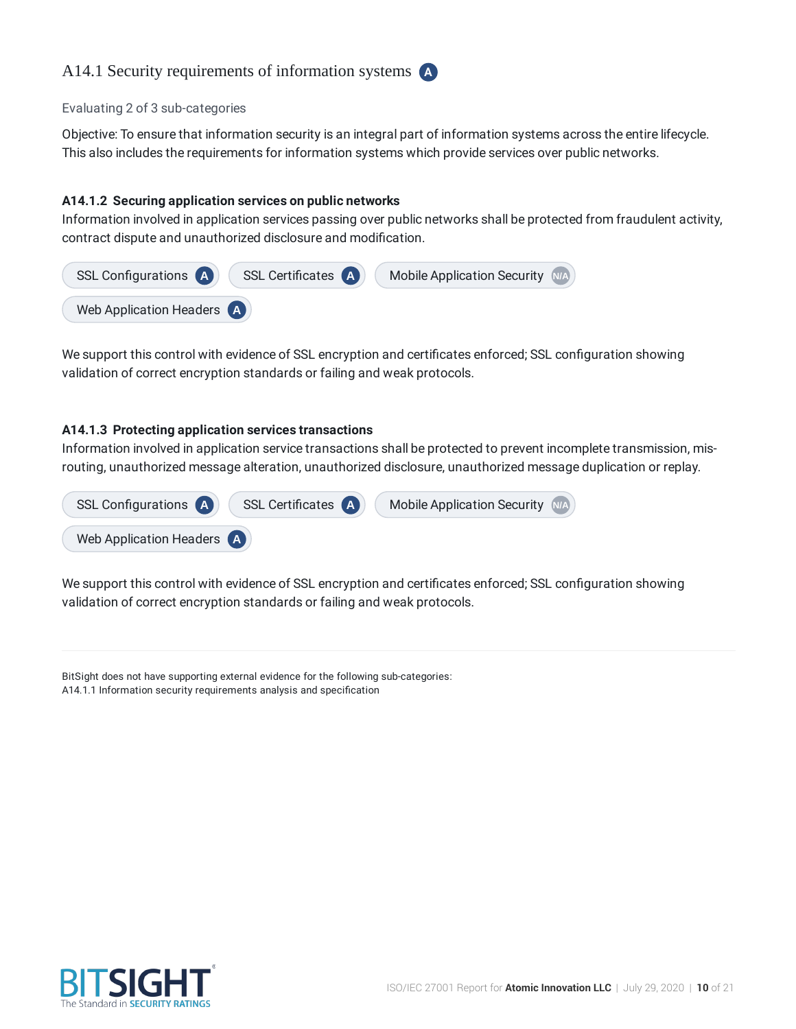## A14.1 Security requirements of information systems A

Evaluating 2 of 3 sub-categories

Objective: To ensure that information security is an integral part of information systems across the entire lifecycle. This also includes the requirements for information systems which provide services over public networks.

### A14.1.2 Securing application services on public networks

Information involved in application services passing over public networks shall be protected from fraudulent activity, contract dispute and unauthorized disclosure and modification.

SSL Configurations A | SSL Certificates A | Mobile Application Security N/A | Web Application Headers A

We support this control with evidence of SSL encryption and certificates enforced; SSL configuration showing validation of correct encryption standards or failing and weak protocols.

### A14.1.3 Protecting application services transactions

Information involved in application service transactions shall be protected to prevent incomplete transmission, mis-routing, unauthorized message alteration, unauthorized disclosure, unauthorized message duplication or replay.

SSL Configurations A | SSL Certificates A | Mobile Application Security N/A | Web Application Headers A

We support this control with evidence of SSL encryption and certificates enforced; SSL configuration showing validation of correct encryption standards or failing and weak protocols.

---

BitSight does not have supporting external evidence for the following sub-categories:
A14.1.1 Information security requirements analysis and specification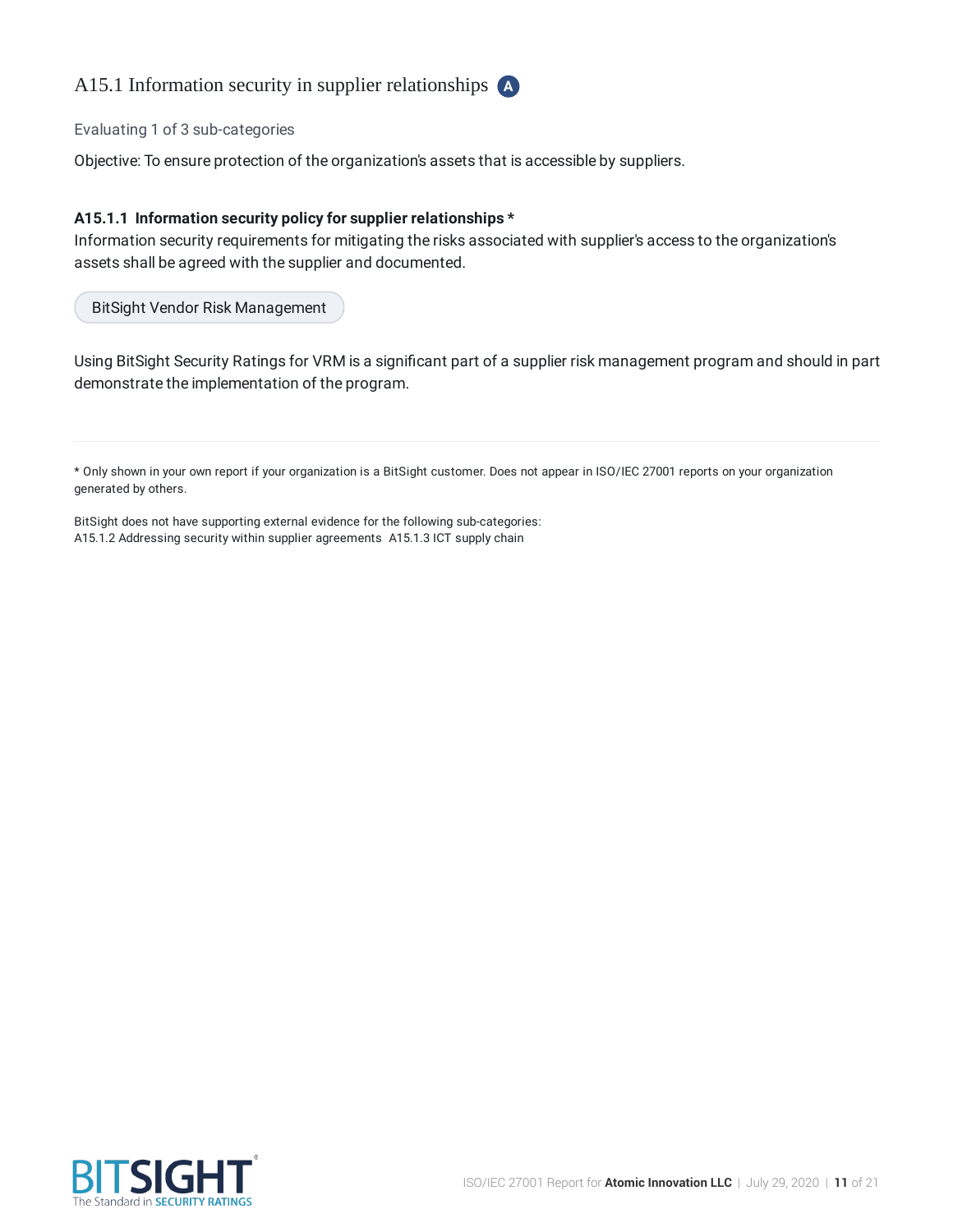## A15.1 Information security in supplier relationships A

Evaluating 1 of 3 sub-categories

Objective: To ensure protection of the organization's assets that is accessible by suppliers.

**A15.1.1 Information security policy for supplier relationships ***

Information security requirements for mitigating the risks associated with supplier's access to the organization's assets shall be agreed with the supplier and documented.

BitSight Vendor Risk Management

Using BitSight Security Ratings for VRM is a significant part of a supplier risk management program and should in part demonstrate the implementation of the program.

---

* Only shown in your own report if your organization is a BitSight customer. Does not appear in ISO/IEC 27001 reports on your organization generated by others.

BitSight does not have supporting external evidence for the following sub-categories:
A15.1.2 Addressing security within supplier agreements A15.1.3 ICT supply chain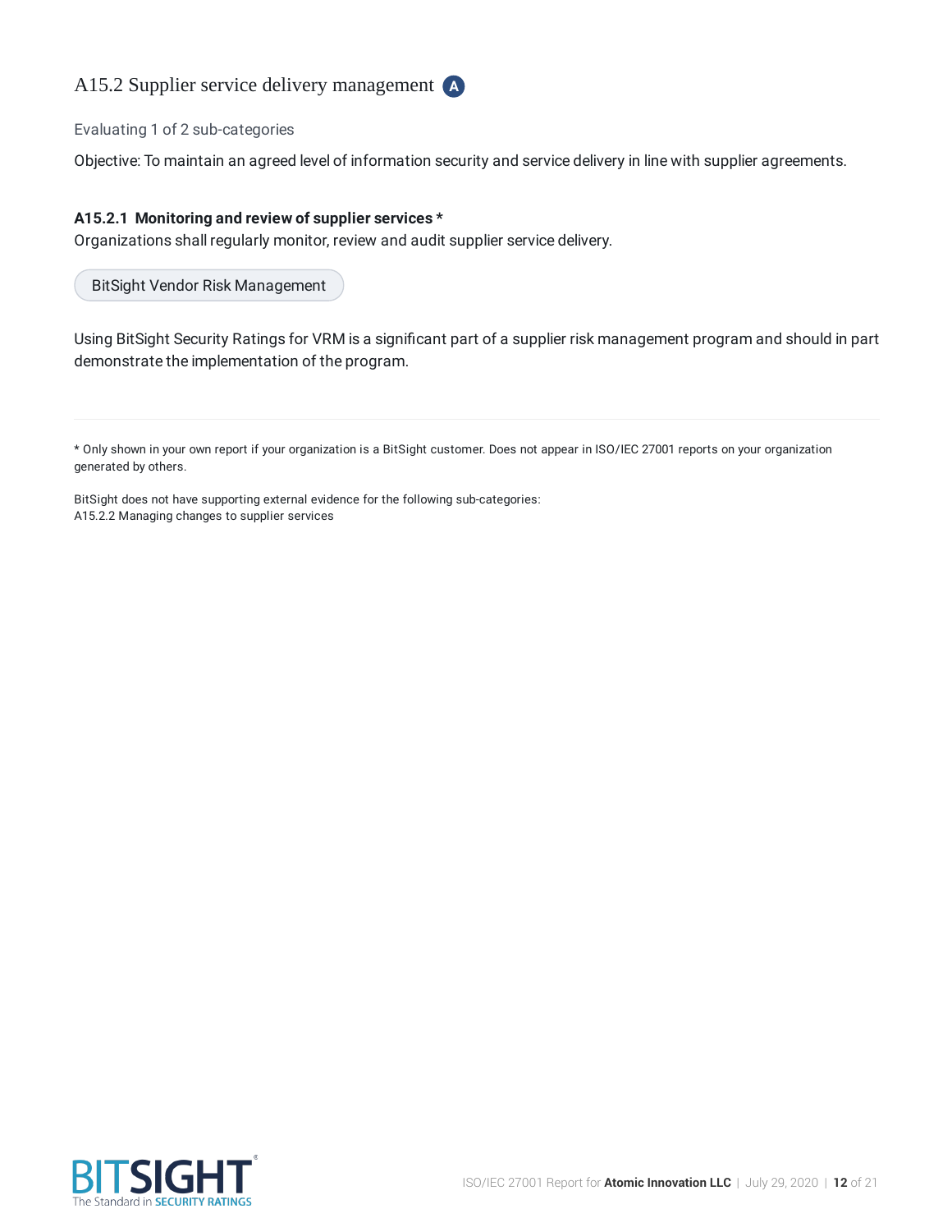## A15.2 Supplier service delivery management A

Evaluating 1 of 2 sub-categories

Objective: To maintain an agreed level of information security and service delivery in line with supplier agreements.

**A15.2.1 Monitoring and review of supplier services ***
Organizations shall regularly monitor, review and audit supplier service delivery.

BitSight Vendor Risk Management

Using BitSight Security Ratings for VRM is a significant part of a supplier risk management program and should in part demonstrate the implementation of the program.

---

* Only shown in your own report if your organization is a BitSight customer. Does not appear in ISO/IEC 27001 reports on your organization generated by others.

BitSight does not have supporting external evidence for the following sub-categories:
A15.2.2 Managing changes to supplier services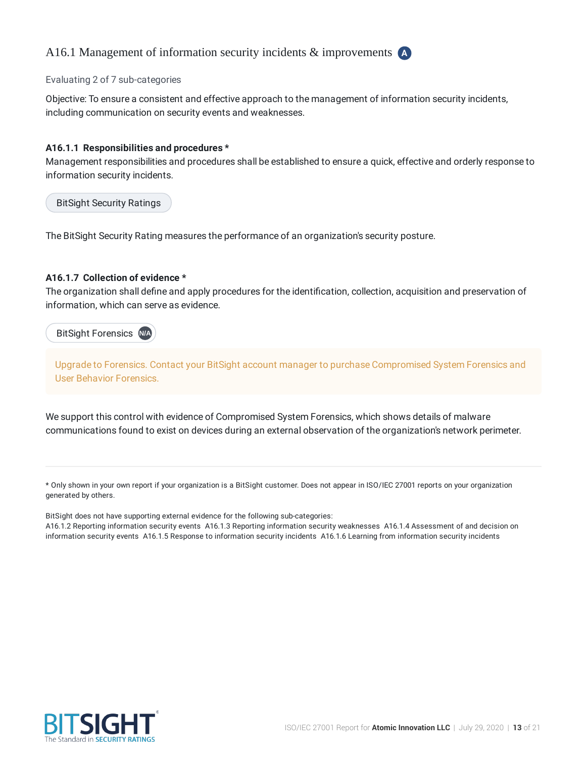## A16.1 Management of information security incidents & improvements A

Evaluating 2 of 7 sub-categories

Objective: To ensure a consistent and effective approach to the management of information security incidents, including communication on security events and weaknesses.

**A16.1.1 Responsibilities and procedures ***

Management responsibilities and procedures shall be established to ensure a quick, effective and orderly response to information security incidents.

BitSight Security Ratings

The BitSight Security Rating measures the performance of an organization's security posture.

**A16.1.7 Collection of evidence ***

The organization shall define and apply procedures for the identification, collection, acquisition and preservation of information, which can serve as evidence.

BitSight Forensics N/A

Upgrade to Forensics. Contact your BitSight account manager to purchase Compromised System Forensics and User Behavior Forensics.

We support this control with evidence of Compromised System Forensics, which shows details of malware communications found to exist on devices during an external observation of the organization's network perimeter.

---

* Only shown in your own report if your organization is a BitSight customer. Does not appear in ISO/IEC 27001 reports on your organization generated by others.

BitSight does not have supporting external evidence for the following sub-categories:
A16.1.2 Reporting information security events A16.1.3 Reporting information security weaknesses A16.1.4 Assessment of and decision on information security events A16.1.5 Response to information security incidents A16.1.6 Learning from information security incidents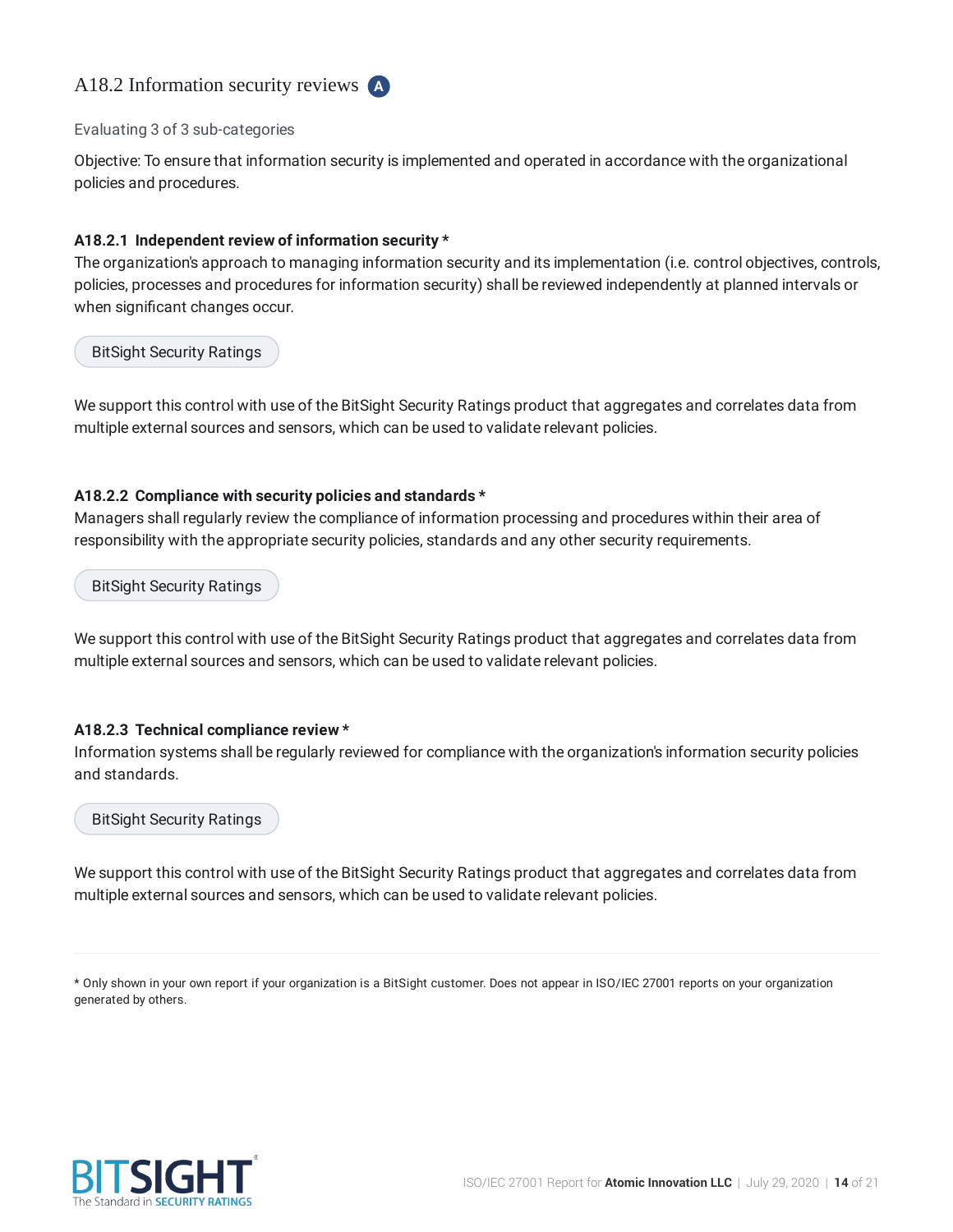## A18.2 Information security reviews A

Evaluating 3 of 3 sub-categories

Objective: To ensure that information security is implemented and operated in accordance with the organizational policies and procedures.

**A18.2.1 Independent review of information security ***

The organization's approach to managing information security and its implementation (i.e. control objectives, controls, policies, processes and procedures for information security) shall be reviewed independently at planned intervals or when significant changes occur.

BitSight Security Ratings

We support this control with use of the BitSight Security Ratings product that aggregates and correlates data from multiple external sources and sensors, which can be used to validate relevant policies.

**A18.2.2 Compliance with security policies and standards ***

Managers shall regularly review the compliance of information processing and procedures within their area of responsibility with the appropriate security policies, standards and any other security requirements.

BitSight Security Ratings

We support this control with use of the BitSight Security Ratings product that aggregates and correlates data from multiple external sources and sensors, which can be used to validate relevant policies.

**A18.2.3 Technical compliance review ***

Information systems shall be regularly reviewed for compliance with the organization's information security policies and standards.

BitSight Security Ratings

We support this control with use of the BitSight Security Ratings product that aggregates and correlates data from multiple external sources and sensors, which can be used to validate relevant policies.

---

* Only shown in your own report if your organization is a BitSight customer. Does not appear in ISO/IEC 27001 reports on your organization generated by others.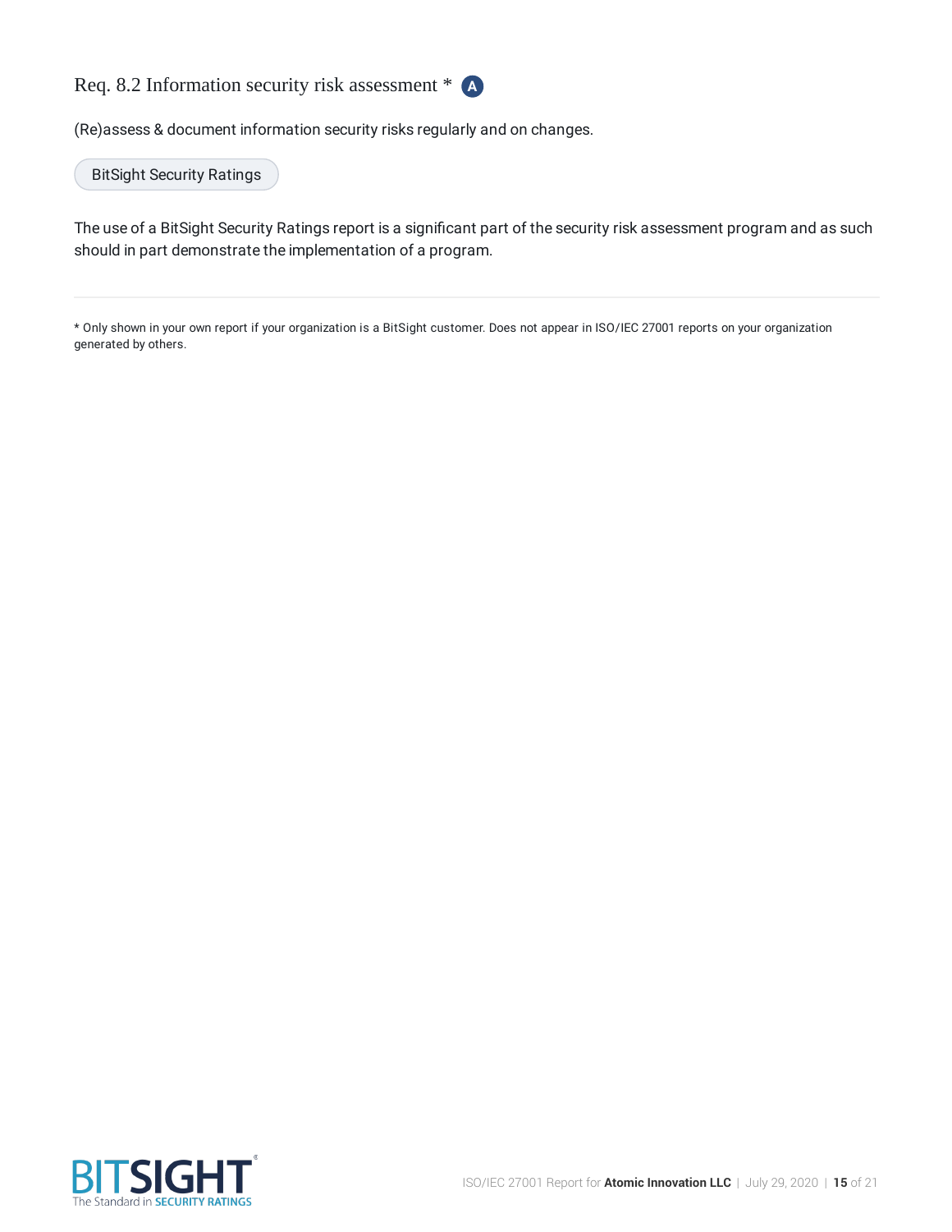## Req. 8.2 Information security risk assessment * A

(Re)assess & document information security risks regularly and on changes.

BitSight Security Ratings

The use of a BitSight Security Ratings report is a significant part of the security risk assessment program and as such should in part demonstrate the implementation of a program.

---

* Only shown in your own report if your organization is a BitSight customer. Does not appear in ISO/IEC 27001 reports on your organization generated by others.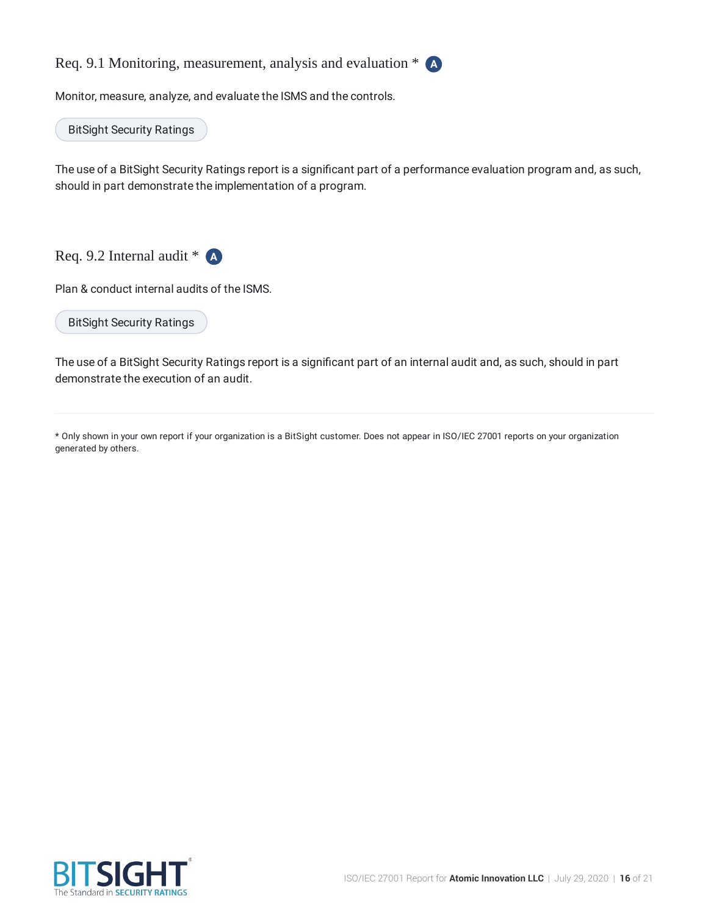## Req. 9.1 Monitoring, measurement, analysis and evaluation * A

Monitor, measure, analyze, and evaluate the ISMS and the controls.

BitSight Security Ratings

The use of a BitSight Security Ratings report is a significant part of a performance evaluation program and, as such, should in part demonstrate the implementation of a program.

## Req. 9.2 Internal audit * A

Plan & conduct internal audits of the ISMS.

BitSight Security Ratings

The use of a BitSight Security Ratings report is a significant part of an internal audit and, as such, should in part demonstrate the execution of an audit.

---

* Only shown in your own report if your organization is a BitSight customer. Does not appear in ISO/IEC 27001 reports on your organization generated by others.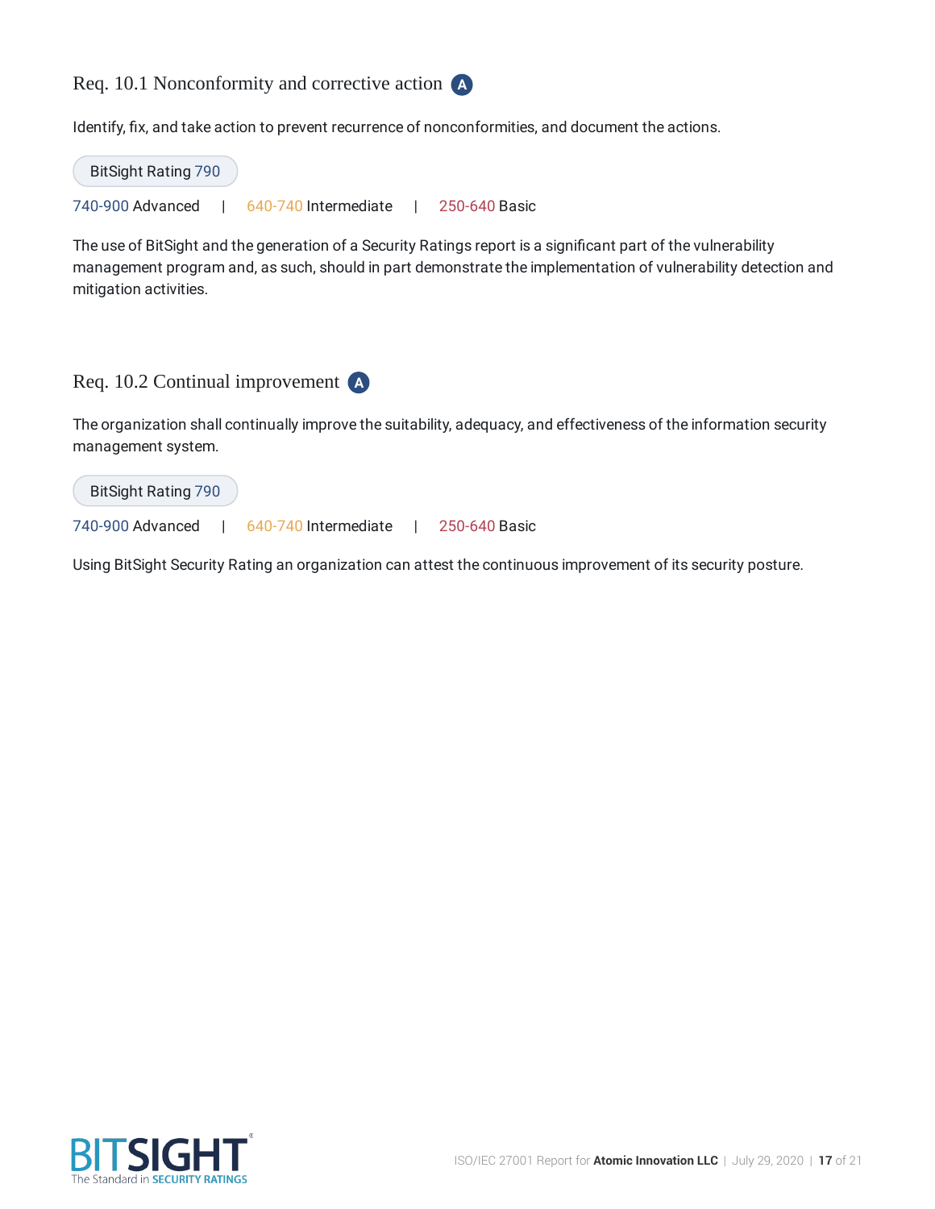## Req. 10.1 Nonconformity and corrective action A

Identify, fix, and take action to prevent recurrence of nonconformities, and document the actions.

BitSight Rating 790

740-900 Advanced | 640-740 Intermediate | 250-640 Basic

The use of BitSight and the generation of a Security Ratings report is a significant part of the vulnerability management program and, as such, should in part demonstrate the implementation of vulnerability detection and mitigation activities.

## Req. 10.2 Continual improvement A

The organization shall continually improve the suitability, adequacy, and effectiveness of the information security management system.

BitSight Rating 790

740-900 Advanced | 640-740 Intermediate | 250-640 Basic

Using BitSight Security Rating an organization can attest the continuous improvement of its security posture.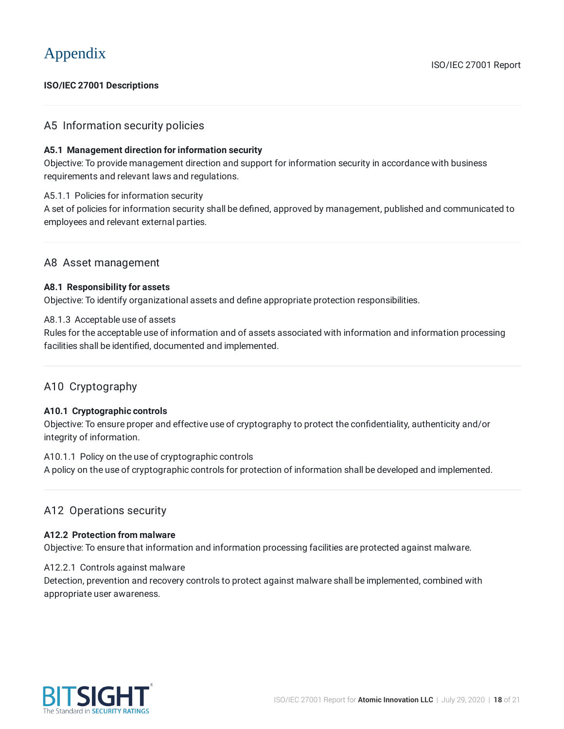# Appendix

**ISO/IEC 27001 Descriptions**

## A5 Information security policies

**A5.1 Management direction for information security**
Objective: To provide management direction and support for information security in accordance with business requirements and relevant laws and regulations.

A5.1.1 Policies for information security
A set of policies for information security shall be defined, approved by management, published and communicated to employees and relevant external parties.

## A8 Asset management

**A8.1 Responsibility for assets**
Objective: To identify organizational assets and define appropriate protection responsibilities.

A8.1.3 Acceptable use of assets
Rules for the acceptable use of information and of assets associated with information and information processing facilities shall be identified, documented and implemented.

## A10 Cryptography

**A10.1 Cryptographic controls**
Objective: To ensure proper and effective use of cryptography to protect the confidentiality, authenticity and/or integrity of information.

A10.1.1 Policy on the use of cryptographic controls
A policy on the use of cryptographic controls for protection of information shall be developed and implemented.

## A12 Operations security

**A12.2 Protection from malware**
Objective: To ensure that information and information processing facilities are protected against malware.

A12.2.1 Controls against malware
Detection, prevention and recovery controls to protect against malware shall be implemented, combined with appropriate user awareness.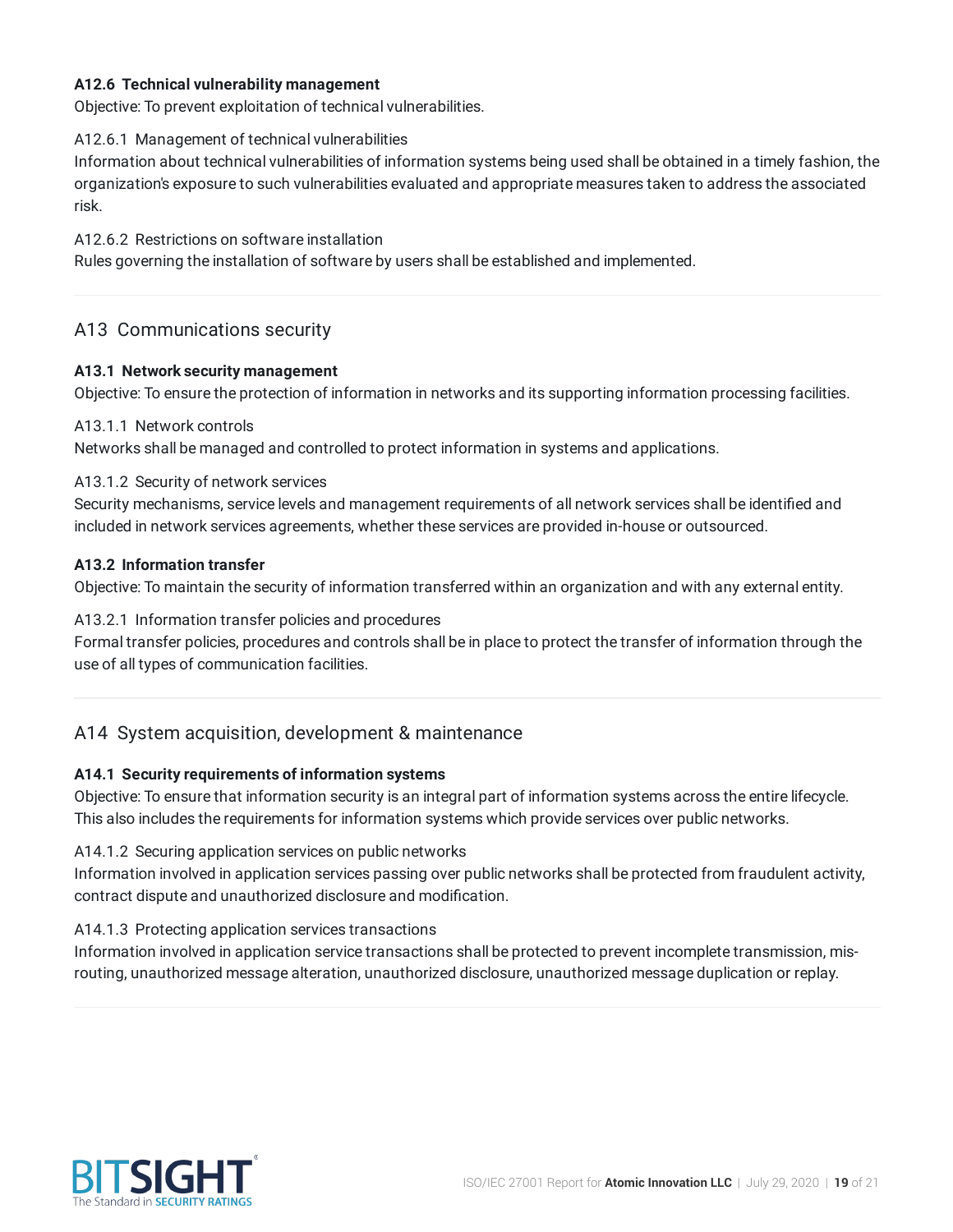#### A12.6 Technical vulnerability management

Objective: To prevent exploitation of technical vulnerabilities.

A12.6.1 Management of technical vulnerabilities
Information about technical vulnerabilities of information systems being used shall be obtained in a timely fashion, the organization's exposure to such vulnerabilities evaluated and appropriate measures taken to address the associated risk.

A12.6.2 Restrictions on software installation
Rules governing the installation of software by users shall be established and implemented.

---

## A13 Communications security

#### A13.1 Network security management

Objective: To ensure the protection of information in networks and its supporting information processing facilities.

A13.1.1 Network controls
Networks shall be managed and controlled to protect information in systems and applications.

A13.1.2 Security of network services
Security mechanisms, service levels and management requirements of all network services shall be identified and included in network services agreements, whether these services are provided in-house or outsourced.

#### A13.2 Information transfer

Objective: To maintain the security of information transferred within an organization and with any external entity.

A13.2.1 Information transfer policies and procedures
Formal transfer policies, procedures and controls shall be in place to protect the transfer of information through the use of all types of communication facilities.

---

## A14 System acquisition, development & maintenance

#### A14.1 Security requirements of information systems

Objective: To ensure that information security is an integral part of information systems across the entire lifecycle. This also includes the requirements for information systems which provide services over public networks.

A14.1.2 Securing application services on public networks
Information involved in application services passing over public networks shall be protected from fraudulent activity, contract dispute and unauthorized disclosure and modification.

A14.1.3 Protecting application services transactions
Information involved in application service transactions shall be protected to prevent incomplete transmission, mis-routing, unauthorized message alteration, unauthorized disclosure, unauthorized message duplication or replay.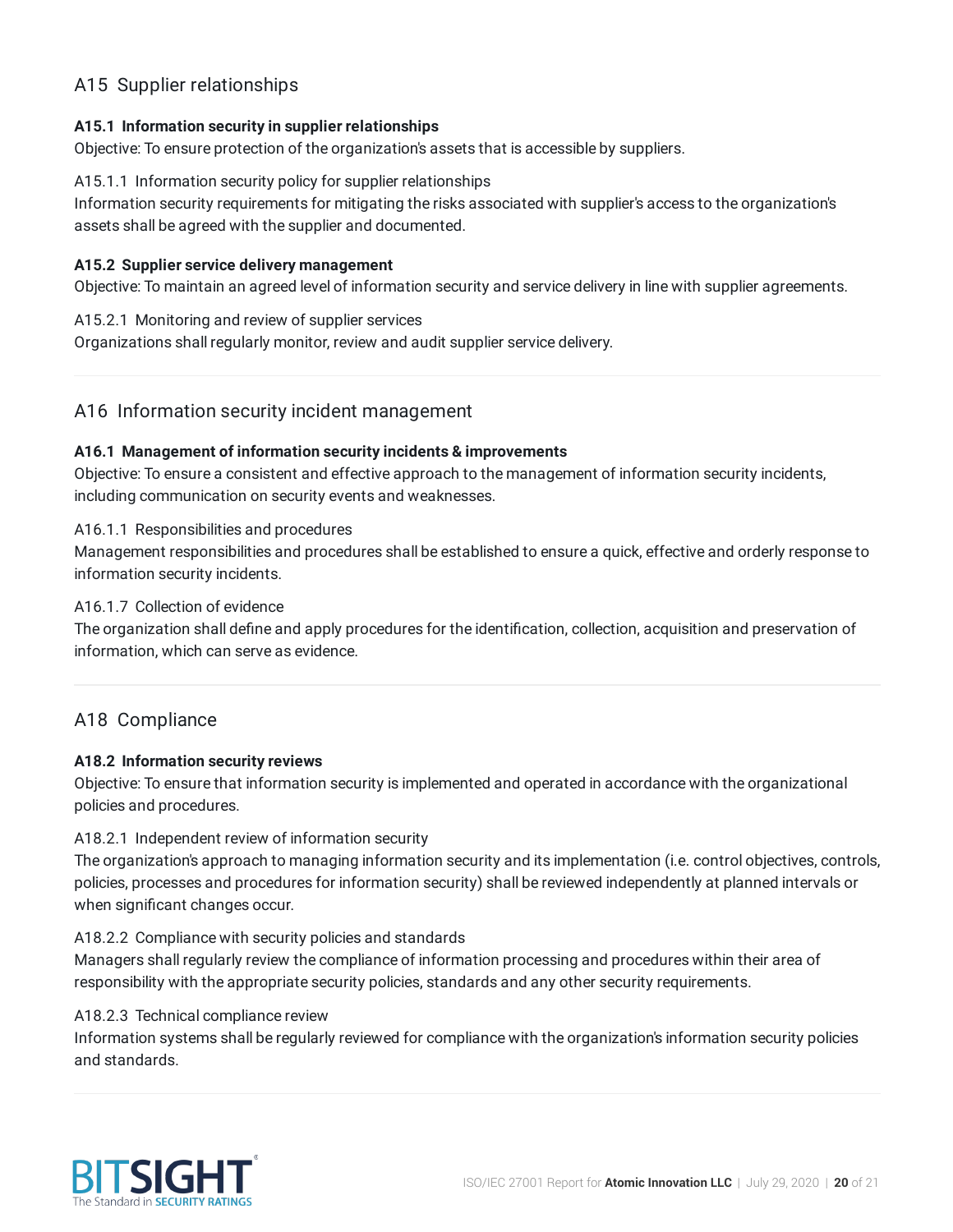## A15 Supplier relationships

**A15.1 Information security in supplier relationships**

Objective: To ensure protection of the organization's assets that is accessible by suppliers.

A15.1.1 Information security policy for supplier relationships

Information security requirements for mitigating the risks associated with supplier's access to the organization's assets shall be agreed with the supplier and documented.

**A15.2 Supplier service delivery management**

Objective: To maintain an agreed level of information security and service delivery in line with supplier agreements.

A15.2.1 Monitoring and review of supplier services

Organizations shall regularly monitor, review and audit supplier service delivery.

## A16 Information security incident management

**A16.1 Management of information security incidents & improvements**

Objective: To ensure a consistent and effective approach to the management of information security incidents, including communication on security events and weaknesses.

A16.1.1 Responsibilities and procedures

Management responsibilities and procedures shall be established to ensure a quick, effective and orderly response to information security incidents.

A16.1.7 Collection of evidence

The organization shall define and apply procedures for the identification, collection, acquisition and preservation of information, which can serve as evidence.

## A18 Compliance

**A18.2 Information security reviews**

Objective: To ensure that information security is implemented and operated in accordance with the organizational policies and procedures.

A18.2.1 Independent review of information security

The organization's approach to managing information security and its implementation (i.e. control objectives, controls, policies, processes and procedures for information security) shall be reviewed independently at planned intervals or when significant changes occur.

A18.2.2 Compliance with security policies and standards

Managers shall regularly review the compliance of information processing and procedures within their area of responsibility with the appropriate security policies, standards and any other security requirements.

A18.2.3 Technical compliance review

Information systems shall be regularly reviewed for compliance with the organization's information security policies and standards.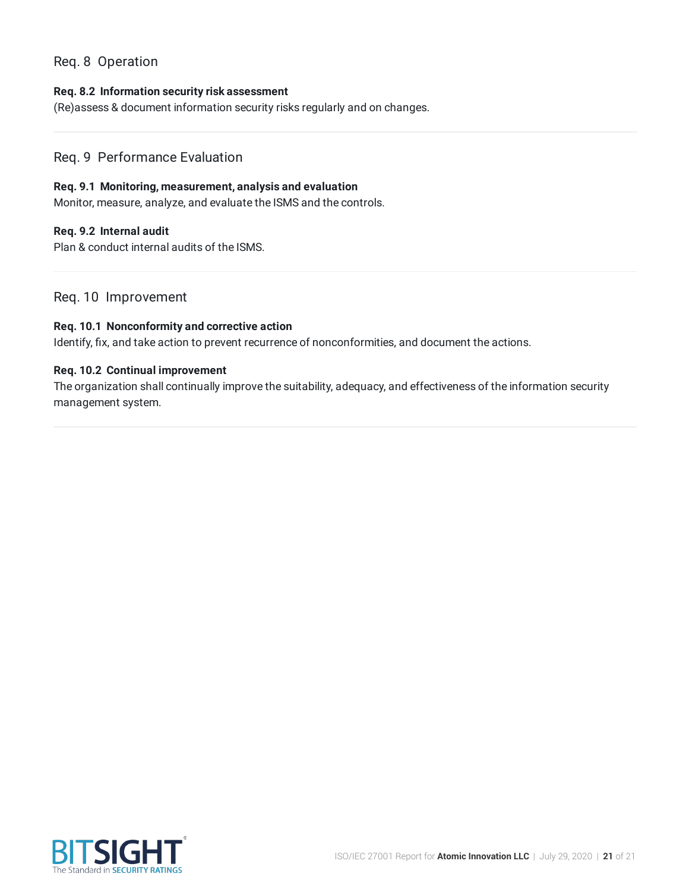## Req. 8 Operation

**Req. 8.2 Information security risk assessment**
(Re)assess & document information security risks regularly and on changes.

---

## Req. 9 Performance Evaluation

**Req. 9.1 Monitoring, measurement, analysis and evaluation**
Monitor, measure, analyze, and evaluate the ISMS and the controls.

**Req. 9.2 Internal audit**
Plan & conduct internal audits of the ISMS.

---

## Req. 10 Improvement

**Req. 10.1 Nonconformity and corrective action**
Identify, fix, and take action to prevent recurrence of nonconformities, and document the actions.

**Req. 10.2 Continual improvement**
The organization shall continually improve the suitability, adequacy, and effectiveness of the information security management system.

---